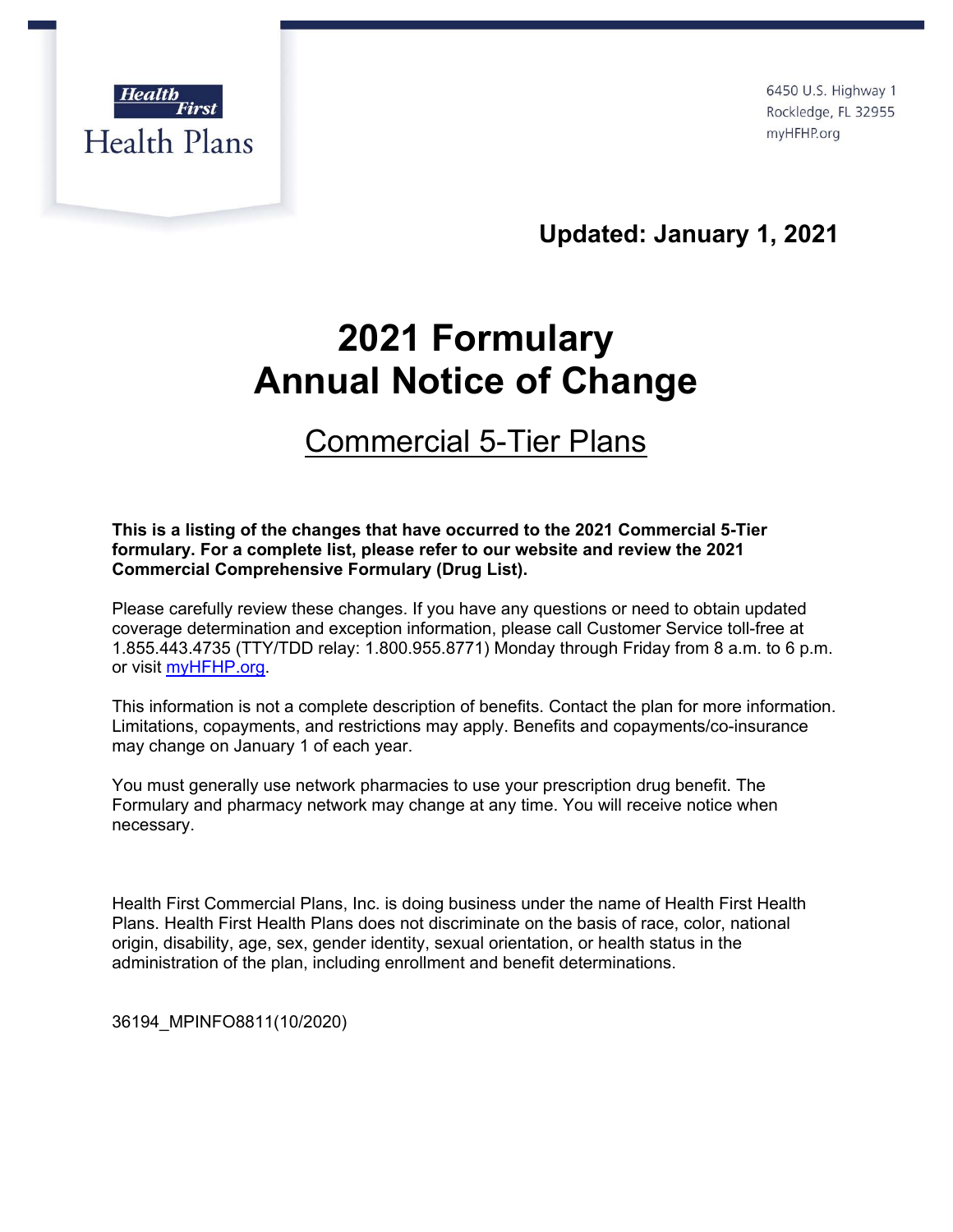Health First Health Plans

6450 U.S. Highway 1
Rockledge, FL 32955
myHFHP.org

**Updated: January 1, 2021**

# 2021 Formulary
# Annual Notice of Change

## Commercial 5-Tier Plans

**This is a listing of the changes that have occurred to the 2021 Commercial 5-Tier formulary. For a complete list, please refer to our website and review the 2021 Commercial Comprehensive Formulary (Drug List).**

Please carefully review these changes. If you have any questions or need to obtain updated coverage determination and exception information, please call Customer Service toll-free at 1.855.443.4735 (TTY/TDD relay: 1.800.955.8771) Monday through Friday from 8 a.m. to 6 p.m. or visit myHFHP.org.

This information is not a complete description of benefits. Contact the plan for more information. Limitations, copayments, and restrictions may apply. Benefits and copayments/co-insurance may change on January 1 of each year.

You must generally use network pharmacies to use your prescription drug benefit. The Formulary and pharmacy network may change at any time. You will receive notice when necessary.

Health First Commercial Plans, Inc. is doing business under the name of Health First Health Plans. Health First Health Plans does not discriminate on the basis of race, color, national origin, disability, age, sex, gender identity, sexual orientation, or health status in the administration of the plan, including enrollment and benefit determinations.

36194_MPINFO8811(10/2020)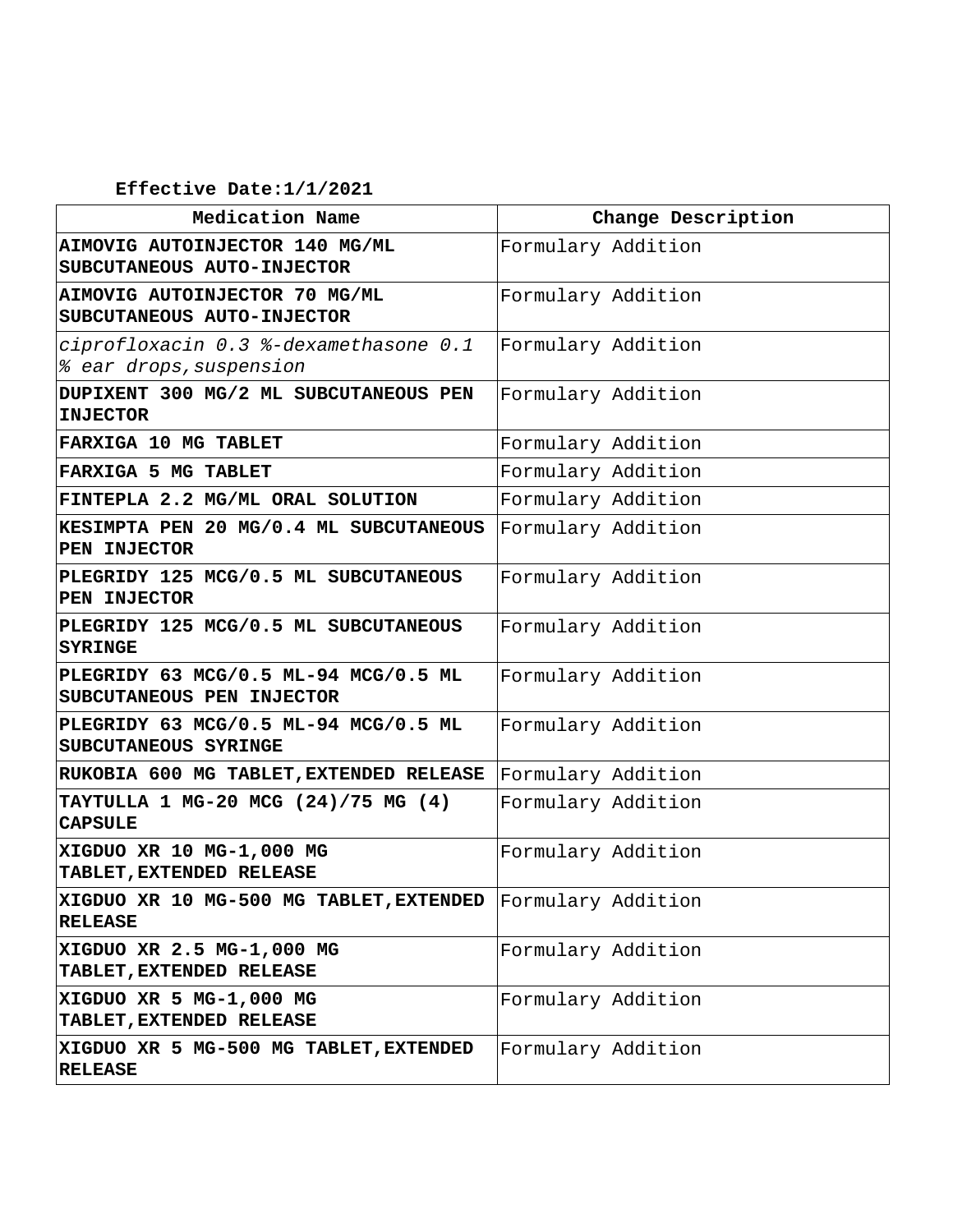**Effective Date:1/1/2021**

| Medication Name | Change Description |
| --- | --- |
| **AIMOVIG AUTOINJECTOR 140 MG/ML SUBCUTANEOUS AUTO-INJECTOR** | Formulary Addition |
| **AIMOVIG AUTOINJECTOR 70 MG/ML SUBCUTANEOUS AUTO-INJECTOR** | Formulary Addition |
| *ciprofloxacin 0.3 %-dexamethasone 0.1 % ear drops,suspension* | Formulary Addition |
| **DUPIXENT 300 MG/2 ML SUBCUTANEOUS PEN INJECTOR** | Formulary Addition |
| **FARXIGA 10 MG TABLET** | Formulary Addition |
| **FARXIGA 5 MG TABLET** | Formulary Addition |
| **FINTEPLA 2.2 MG/ML ORAL SOLUTION** | Formulary Addition |
| **KESIMPTA PEN 20 MG/0.4 ML SUBCUTANEOUS PEN INJECTOR** | Formulary Addition |
| **PLEGRIDY 125 MCG/0.5 ML SUBCUTANEOUS PEN INJECTOR** | Formulary Addition |
| **PLEGRIDY 125 MCG/0.5 ML SUBCUTANEOUS SYRINGE** | Formulary Addition |
| **PLEGRIDY 63 MCG/0.5 ML-94 MCG/0.5 ML SUBCUTANEOUS PEN INJECTOR** | Formulary Addition |
| **PLEGRIDY 63 MCG/0.5 ML-94 MCG/0.5 ML SUBCUTANEOUS SYRINGE** | Formulary Addition |
| **RUKOBIA 600 MG TABLET,EXTENDED RELEASE** | Formulary Addition |
| **TAYTULLA 1 MG-20 MCG (24)/75 MG (4) CAPSULE** | Formulary Addition |
| **XIGDUO XR 10 MG-1,000 MG TABLET,EXTENDED RELEASE** | Formulary Addition |
| **XIGDUO XR 10 MG-500 MG TABLET,EXTENDED RELEASE** | Formulary Addition |
| **XIGDUO XR 2.5 MG-1,000 MG TABLET,EXTENDED RELEASE** | Formulary Addition |
| **XIGDUO XR 5 MG-1,000 MG TABLET,EXTENDED RELEASE** | Formulary Addition |
| **XIGDUO XR 5 MG-500 MG TABLET,EXTENDED RELEASE** | Formulary Addition |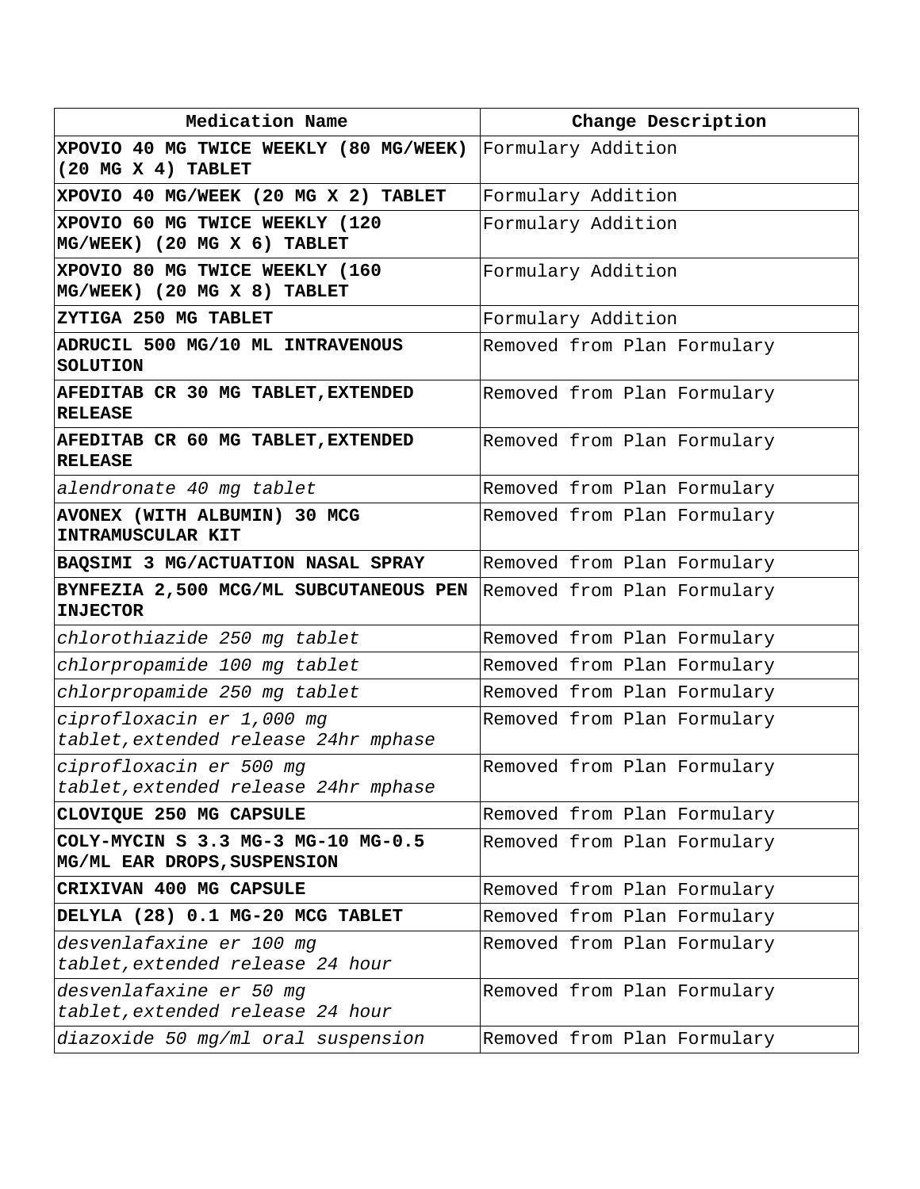| Medication Name | Change Description |
| --- | --- |
| **XPOVIO 40 MG TWICE WEEKLY (80 MG/WEEK) (20 MG X 4) TABLET** | Formulary Addition |
| **XPOVIO 40 MG/WEEK (20 MG X 2) TABLET** | Formulary Addition |
| **XPOVIO 60 MG TWICE WEEKLY (120 MG/WEEK) (20 MG X 6) TABLET** | Formulary Addition |
| **XPOVIO 80 MG TWICE WEEKLY (160 MG/WEEK) (20 MG X 8) TABLET** | Formulary Addition |
| **ZYTIGA 250 MG TABLET** | Formulary Addition |
| **ADRUCIL 500 MG/10 ML INTRAVENOUS SOLUTION** | Removed from Plan Formulary |
| **AFEDITAB CR 30 MG TABLET,EXTENDED RELEASE** | Removed from Plan Formulary |
| **AFEDITAB CR 60 MG TABLET,EXTENDED RELEASE** | Removed from Plan Formulary |
| *alendronate 40 mg tablet* | Removed from Plan Formulary |
| **AVONEX (WITH ALBUMIN) 30 MCG INTRAMUSCULAR KIT** | Removed from Plan Formulary |
| **BAQSIMI 3 MG/ACTUATION NASAL SPRAY** | Removed from Plan Formulary |
| **BYNFEZIA 2,500 MCG/ML SUBCUTANEOUS PEN INJECTOR** | Removed from Plan Formulary |
| *chlorothiazide 250 mg tablet* | Removed from Plan Formulary |
| *chlorpropamide 100 mg tablet* | Removed from Plan Formulary |
| *chlorpropamide 250 mg tablet* | Removed from Plan Formulary |
| *ciprofloxacin er 1,000 mg tablet,extended release 24hr mphase* | Removed from Plan Formulary |
| *ciprofloxacin er 500 mg tablet,extended release 24hr mphase* | Removed from Plan Formulary |
| **CLOVIQUE 250 MG CAPSULE** | Removed from Plan Formulary |
| **COLY-MYCIN S 3.3 MG-3 MG-10 MG-0.5 MG/ML EAR DROPS,SUSPENSION** | Removed from Plan Formulary |
| **CRIXIVAN 400 MG CAPSULE** | Removed from Plan Formulary |
| **DELYLA (28) 0.1 MG-20 MCG TABLET** | Removed from Plan Formulary |
| *desvenlafaxine er 100 mg tablet,extended release 24 hour* | Removed from Plan Formulary |
| *desvenlafaxine er 50 mg tablet,extended release 24 hour* | Removed from Plan Formulary |
| *diazoxide 50 mg/ml oral suspension* | Removed from Plan Formulary |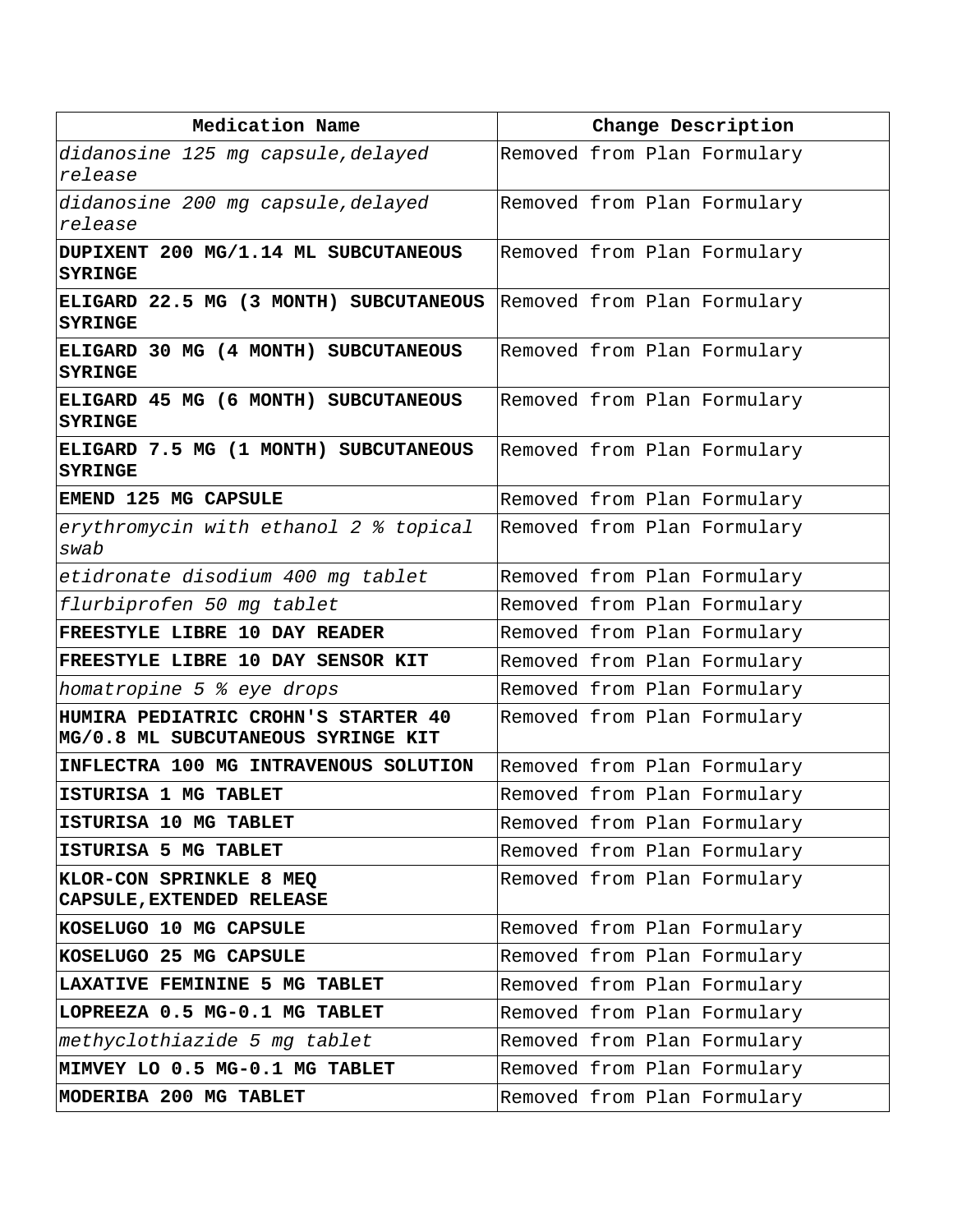| Medication Name | Change Description |
| --- | --- |
| *didanosine 125 mg capsule,delayed release* | Removed from Plan Formulary |
| *didanosine 200 mg capsule,delayed release* | Removed from Plan Formulary |
| **DUPIXENT 200 MG/1.14 ML SUBCUTANEOUS SYRINGE** | Removed from Plan Formulary |
| **ELIGARD 22.5 MG (3 MONTH) SUBCUTANEOUS SYRINGE** | Removed from Plan Formulary |
| **ELIGARD 30 MG (4 MONTH) SUBCUTANEOUS SYRINGE** | Removed from Plan Formulary |
| **ELIGARD 45 MG (6 MONTH) SUBCUTANEOUS SYRINGE** | Removed from Plan Formulary |
| **ELIGARD 7.5 MG (1 MONTH) SUBCUTANEOUS SYRINGE** | Removed from Plan Formulary |
| **EMEND 125 MG CAPSULE** | Removed from Plan Formulary |
| *erythromycin with ethanol 2 % topical swab* | Removed from Plan Formulary |
| *etidronate disodium 400 mg tablet* | Removed from Plan Formulary |
| *flurbiprofen 50 mg tablet* | Removed from Plan Formulary |
| **FREESTYLE LIBRE 10 DAY READER** | Removed from Plan Formulary |
| **FREESTYLE LIBRE 10 DAY SENSOR KIT** | Removed from Plan Formulary |
| *homatropine 5 % eye drops* | Removed from Plan Formulary |
| **HUMIRA PEDIATRIC CROHN'S STARTER 40 MG/0.8 ML SUBCUTANEOUS SYRINGE KIT** | Removed from Plan Formulary |
| **INFLECTRA 100 MG INTRAVENOUS SOLUTION** | Removed from Plan Formulary |
| **ISTURISA 1 MG TABLET** | Removed from Plan Formulary |
| **ISTURISA 10 MG TABLET** | Removed from Plan Formulary |
| **ISTURISA 5 MG TABLET** | Removed from Plan Formulary |
| **KLOR-CON SPRINKLE 8 MEQ CAPSULE,EXTENDED RELEASE** | Removed from Plan Formulary |
| **KOSELUGO 10 MG CAPSULE** | Removed from Plan Formulary |
| **KOSELUGO 25 MG CAPSULE** | Removed from Plan Formulary |
| **LAXATIVE FEMININE 5 MG TABLET** | Removed from Plan Formulary |
| **LOPREEZA 0.5 MG-0.1 MG TABLET** | Removed from Plan Formulary |
| *methyclothiazide 5 mg tablet* | Removed from Plan Formulary |
| **MIMVEY LO 0.5 MG-0.1 MG TABLET** | Removed from Plan Formulary |
| **MODERIBA 200 MG TABLET** | Removed from Plan Formulary |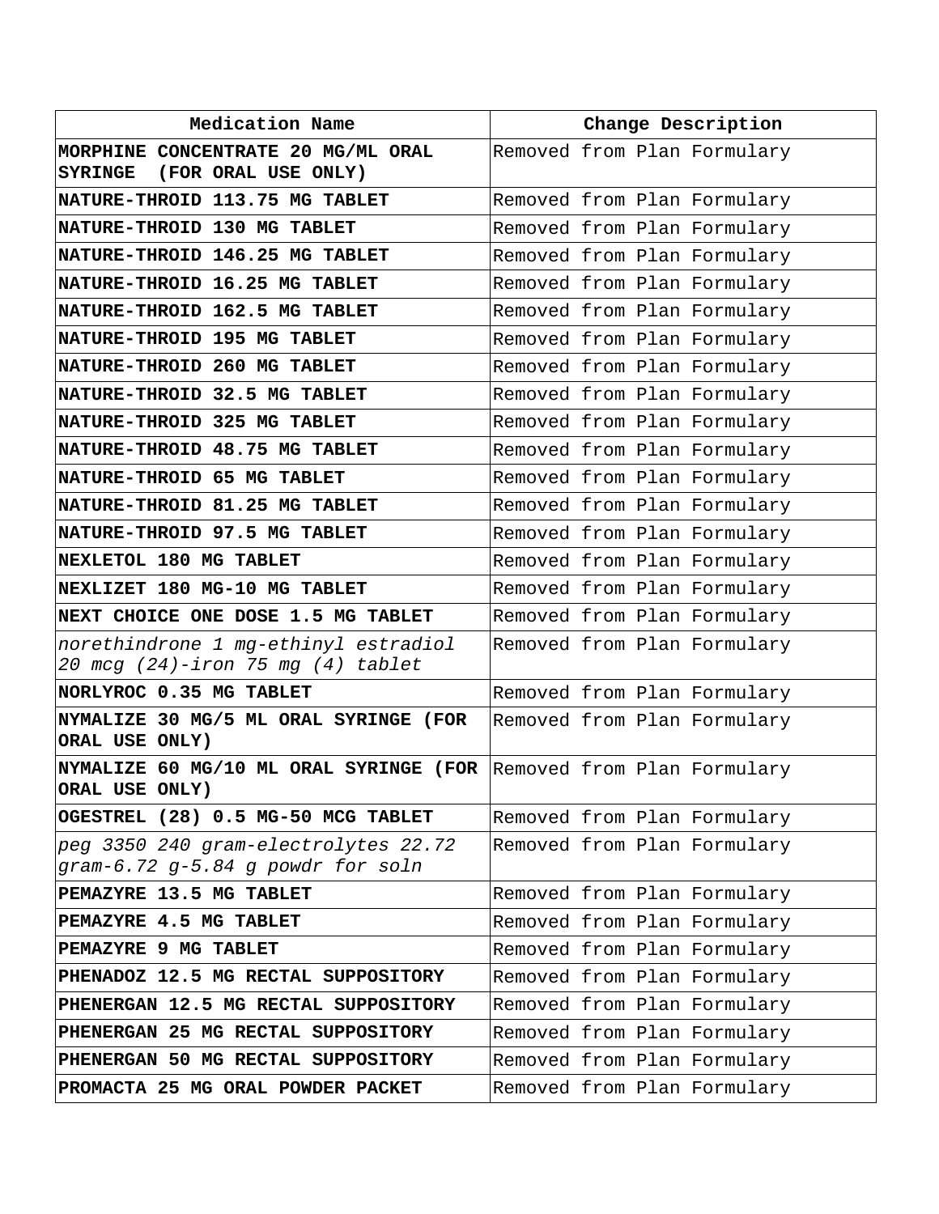| Medication Name | Change Description |
|---|---|
| **MORPHINE CONCENTRATE 20 MG/ML ORAL SYRINGE (FOR ORAL USE ONLY)** | Removed from Plan Formulary |
| **NATURE-THROID 113.75 MG TABLET** | Removed from Plan Formulary |
| **NATURE-THROID 130 MG TABLET** | Removed from Plan Formulary |
| **NATURE-THROID 146.25 MG TABLET** | Removed from Plan Formulary |
| **NATURE-THROID 16.25 MG TABLET** | Removed from Plan Formulary |
| **NATURE-THROID 162.5 MG TABLET** | Removed from Plan Formulary |
| **NATURE-THROID 195 MG TABLET** | Removed from Plan Formulary |
| **NATURE-THROID 260 MG TABLET** | Removed from Plan Formulary |
| **NATURE-THROID 32.5 MG TABLET** | Removed from Plan Formulary |
| **NATURE-THROID 325 MG TABLET** | Removed from Plan Formulary |
| **NATURE-THROID 48.75 MG TABLET** | Removed from Plan Formulary |
| **NATURE-THROID 65 MG TABLET** | Removed from Plan Formulary |
| **NATURE-THROID 81.25 MG TABLET** | Removed from Plan Formulary |
| **NATURE-THROID 97.5 MG TABLET** | Removed from Plan Formulary |
| **NEXLETOL 180 MG TABLET** | Removed from Plan Formulary |
| **NEXLIZET 180 MG-10 MG TABLET** | Removed from Plan Formulary |
| **NEXT CHOICE ONE DOSE 1.5 MG TABLET** | Removed from Plan Formulary |
| *norethindrone 1 mg-ethinyl estradiol 20 mcg (24)-iron 75 mg (4) tablet* | Removed from Plan Formulary |
| **NORLYROC 0.35 MG TABLET** | Removed from Plan Formulary |
| **NYMALIZE 30 MG/5 ML ORAL SYRINGE (FOR ORAL USE ONLY)** | Removed from Plan Formulary |
| **NYMALIZE 60 MG/10 ML ORAL SYRINGE (FOR ORAL USE ONLY)** | Removed from Plan Formulary |
| **OGESTREL (28) 0.5 MG-50 MCG TABLET** | Removed from Plan Formulary |
| *peg 3350 240 gram-electrolytes 22.72 gram-6.72 g-5.84 g powdr for soln* | Removed from Plan Formulary |
| **PEMAZYRE 13.5 MG TABLET** | Removed from Plan Formulary |
| **PEMAZYRE 4.5 MG TABLET** | Removed from Plan Formulary |
| **PEMAZYRE 9 MG TABLET** | Removed from Plan Formulary |
| **PHENADOZ 12.5 MG RECTAL SUPPOSITORY** | Removed from Plan Formulary |
| **PHENERGAN 12.5 MG RECTAL SUPPOSITORY** | Removed from Plan Formulary |
| **PHENERGAN 25 MG RECTAL SUPPOSITORY** | Removed from Plan Formulary |
| **PHENERGAN 50 MG RECTAL SUPPOSITORY** | Removed from Plan Formulary |
| **PROMACTA 25 MG ORAL POWDER PACKET** | Removed from Plan Formulary |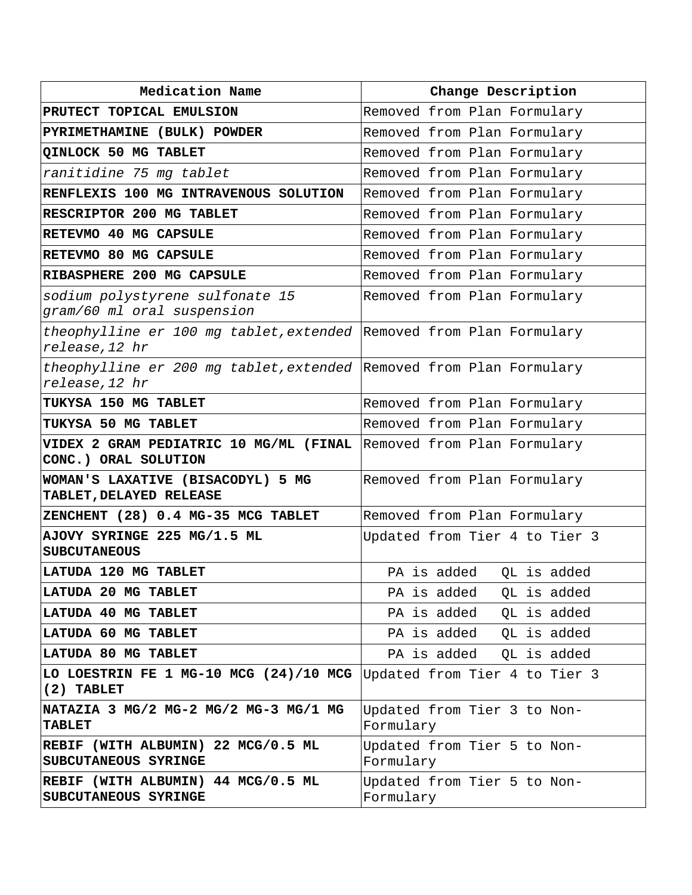| Medication Name | Change Description |
|---|---|
| **PRUTECT TOPICAL EMULSION** | Removed from Plan Formulary |
| **PYRIMETHAMINE (BULK) POWDER** | Removed from Plan Formulary |
| **QINLOCK 50 MG TABLET** | Removed from Plan Formulary |
| *ranitidine 75 mg tablet* | Removed from Plan Formulary |
| **RENFLEXIS 100 MG INTRAVENOUS SOLUTION** | Removed from Plan Formulary |
| **RESCRIPTOR 200 MG TABLET** | Removed from Plan Formulary |
| **RETEVMO 40 MG CAPSULE** | Removed from Plan Formulary |
| **RETEVMO 80 MG CAPSULE** | Removed from Plan Formulary |
| **RIBASPHERE 200 MG CAPSULE** | Removed from Plan Formulary |
| *sodium polystyrene sulfonate 15 gram/60 ml oral suspension* | Removed from Plan Formulary |
| *theophylline er 100 mg tablet,extended release,12 hr* | Removed from Plan Formulary |
| *theophylline er 200 mg tablet,extended release,12 hr* | Removed from Plan Formulary |
| **TUKYSA 150 MG TABLET** | Removed from Plan Formulary |
| **TUKYSA 50 MG TABLET** | Removed from Plan Formulary |
| **VIDEX 2 GRAM PEDIATRIC 10 MG/ML (FINAL CONC.) ORAL SOLUTION** | Removed from Plan Formulary |
| **WOMAN'S LAXATIVE (BISACODYL) 5 MG TABLET,DELAYED RELEASE** | Removed from Plan Formulary |
| **ZENCHENT (28) 0.4 MG-35 MCG TABLET** | Removed from Plan Formulary |
| **AJOVY SYRINGE 225 MG/1.5 ML SUBCUTANEOUS** | Updated from Tier 4 to Tier 3 |
| **LATUDA 120 MG TABLET** | PA is added QL is added |
| **LATUDA 20 MG TABLET** | PA is added QL is added |
| **LATUDA 40 MG TABLET** | PA is added QL is added |
| **LATUDA 60 MG TABLET** | PA is added QL is added |
| **LATUDA 80 MG TABLET** | PA is added QL is added |
| **LO LOESTRIN FE 1 MG-10 MCG (24)/10 MCG (2) TABLET** | Updated from Tier 4 to Tier 3 |
| **NATAZIA 3 MG/2 MG-2 MG/2 MG-3 MG/1 MG TABLET** | Updated from Tier 3 to Non-Formulary |
| **REBIF (WITH ALBUMIN) 22 MCG/0.5 ML SUBCUTANEOUS SYRINGE** | Updated from Tier 5 to Non-Formulary |
| **REBIF (WITH ALBUMIN) 44 MCG/0.5 ML SUBCUTANEOUS SYRINGE** | Updated from Tier 5 to Non-Formulary |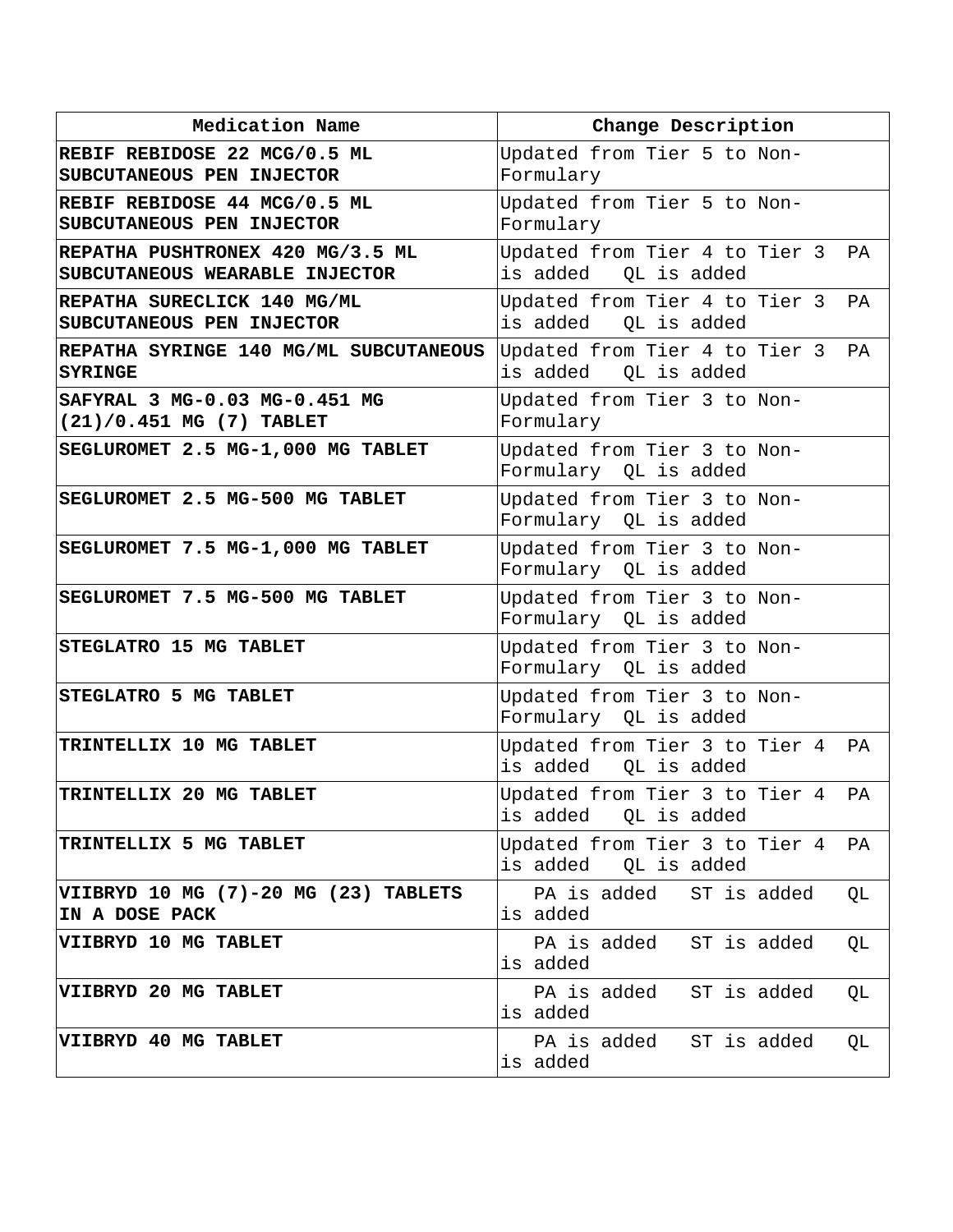| Medication Name | Change Description |
|---|---|
| **REBIF REBIDOSE 22 MCG/0.5 ML SUBCUTANEOUS PEN INJECTOR** | Updated from Tier 5 to Non-Formulary |
| **REBIF REBIDOSE 44 MCG/0.5 ML SUBCUTANEOUS PEN INJECTOR** | Updated from Tier 5 to Non-Formulary |
| **REPATHA PUSHTRONEX 420 MG/3.5 ML SUBCUTANEOUS WEARABLE INJECTOR** | Updated from Tier 4 to Tier 3 PA is added QL is added |
| **REPATHA SURECLICK 140 MG/ML SUBCUTANEOUS PEN INJECTOR** | Updated from Tier 4 to Tier 3 PA is added QL is added |
| **REPATHA SYRINGE 140 MG/ML SUBCUTANEOUS SYRINGE** | Updated from Tier 4 to Tier 3 PA is added QL is added |
| **SAFYRAL 3 MG-0.03 MG-0.451 MG (21)/0.451 MG (7) TABLET** | Updated from Tier 3 to Non-Formulary |
| **SEGLUROMET 2.5 MG-1,000 MG TABLET** | Updated from Tier 3 to Non-Formulary QL is added |
| **SEGLUROMET 2.5 MG-500 MG TABLET** | Updated from Tier 3 to Non-Formulary QL is added |
| **SEGLUROMET 7.5 MG-1,000 MG TABLET** | Updated from Tier 3 to Non-Formulary QL is added |
| **SEGLUROMET 7.5 MG-500 MG TABLET** | Updated from Tier 3 to Non-Formulary QL is added |
| **STEGLATRO 15 MG TABLET** | Updated from Tier 3 to Non-Formulary QL is added |
| **STEGLATRO 5 MG TABLET** | Updated from Tier 3 to Non-Formulary QL is added |
| **TRINTELLIX 10 MG TABLET** | Updated from Tier 3 to Tier 4 PA is added QL is added |
| **TRINTELLIX 20 MG TABLET** | Updated from Tier 3 to Tier 4 PA is added QL is added |
| **TRINTELLIX 5 MG TABLET** | Updated from Tier 3 to Tier 4 PA is added QL is added |
| **VIIBRYD 10 MG (7)-20 MG (23) TABLETS IN A DOSE PACK** | PA is added ST is added QL is added |
| **VIIBRYD 10 MG TABLET** | PA is added ST is added QL is added |
| **VIIBRYD 20 MG TABLET** | PA is added ST is added QL is added |
| **VIIBRYD 40 MG TABLET** | PA is added ST is added QL is added |